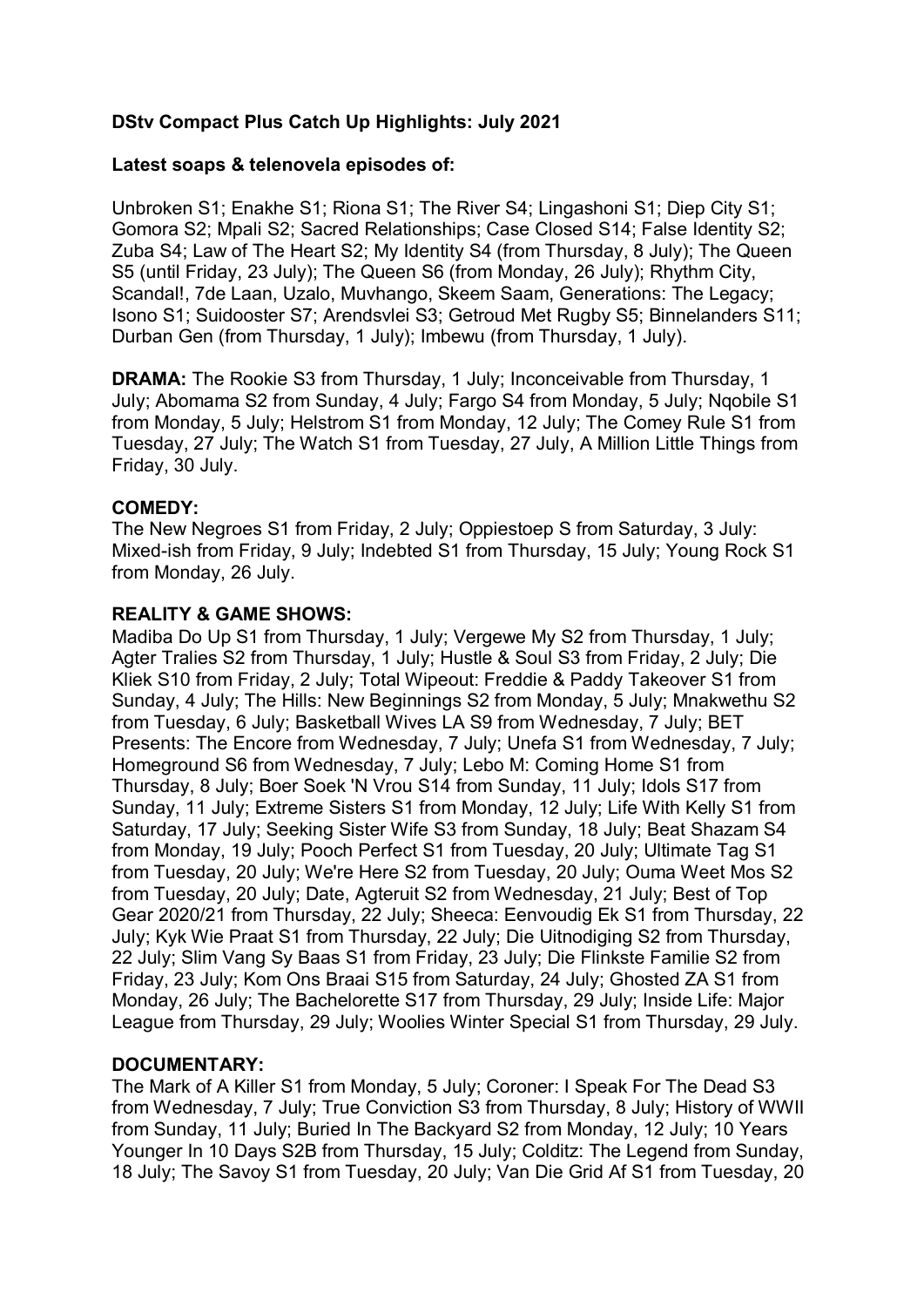**DStv Compact Plus Catch Up Highlights: July 2021**

**Latest soaps & telenovela episodes of:**

Unbroken S1; Enakhe S1; Riona S1; The River S4; Lingashoni S1; Diep City S1; Gomora S2; Mpali S2; Sacred Relationships; Case Closed S14; False Identity S2; Zuba S4; Law of The Heart S2; My Identity S4 (from Thursday, 8 July); The Queen S5 (until Friday, 23 July); The Queen S6 (from Monday, 26 July); Rhythm City, Scandal!, 7de Laan, Uzalo, Muvhango, Skeem Saam, Generations: The Legacy; Isono S1; Suidooster S7; Arendsvlei S3; Getroud Met Rugby S5; Binnelanders S11; Durban Gen (from Thursday, 1 July); Imbewu (from Thursday, 1 July).

**DRAMA:** The Rookie S3 from Thursday, 1 July; Inconceivable from Thursday, 1 July; Abomama S2 from Sunday, 4 July; Fargo S4 from Monday, 5 July; Nqobile S1 from Monday, 5 July; Helstrom S1 from Monday, 12 July; The Comey Rule S1 from Tuesday, 27 July; The Watch S1 from Tuesday, 27 July, A Million Little Things from Friday, 30 July.

**COMEDY:**
The New Negroes S1 from Friday, 2 July; Oppiestoep S from Saturday, 3 July: Mixed-ish from Friday, 9 July; Indebted S1 from Thursday, 15 July; Young Rock S1 from Monday, 26 July.

**REALITY & GAME SHOWS:**
Madiba Do Up S1 from Thursday, 1 July; Vergewe My S2 from Thursday, 1 July; Agter Tralies S2 from Thursday, 1 July; Hustle & Soul S3 from Friday, 2 July; Die Kliek S10 from Friday, 2 July; Total Wipeout: Freddie & Paddy Takeover S1 from Sunday, 4 July; The Hills: New Beginnings S2 from Monday, 5 July; Mnakwethu S2 from Tuesday, 6 July; Basketball Wives LA S9 from Wednesday, 7 July; BET Presents: The Encore from Wednesday, 7 July; Unefa S1 from Wednesday, 7 July; Homeground S6 from Wednesday, 7 July; Lebo M: Coming Home S1 from Thursday, 8 July; Boer Soek 'N Vrou S14 from Sunday, 11 July; Idols S17 from Sunday, 11 July; Extreme Sisters S1 from Monday, 12 July; Life With Kelly S1 from Saturday, 17 July; Seeking Sister Wife S3 from Sunday, 18 July; Beat Shazam S4 from Monday, 19 July; Pooch Perfect S1 from Tuesday, 20 July; Ultimate Tag S1 from Tuesday, 20 July; We're Here S2 from Tuesday, 20 July; Ouma Weet Mos S2 from Tuesday, 20 July; Date, Agteruit S2 from Wednesday, 21 July; Best of Top Gear 2020/21 from Thursday, 22 July; Sheeca: Eenvoudig Ek S1 from Thursday, 22 July; Kyk Wie Praat S1 from Thursday, 22 July; Die Uitnodiging S2 from Thursday, 22 July; Slim Vang Sy Baas S1 from Friday, 23 July; Die Flinkste Familie S2 from Friday, 23 July; Kom Ons Braai S15 from Saturday, 24 July; Ghosted ZA S1 from Monday, 26 July; The Bachelorette S17 from Thursday, 29 July; Inside Life: Major League from Thursday, 29 July; Woolies Winter Special S1 from Thursday, 29 July.

**DOCUMENTARY:**
The Mark of A Killer S1 from Monday, 5 July; Coroner: I Speak For The Dead S3 from Wednesday, 7 July; True Conviction S3 from Thursday, 8 July; History of WWII from Sunday, 11 July; Buried In The Backyard S2 from Monday, 12 July; 10 Years Younger In 10 Days S2B from Thursday, 15 July; Colditz: The Legend from Sunday, 18 July; The Savoy S1 from Tuesday, 20 July; Van Die Grid Af S1 from Tuesday, 20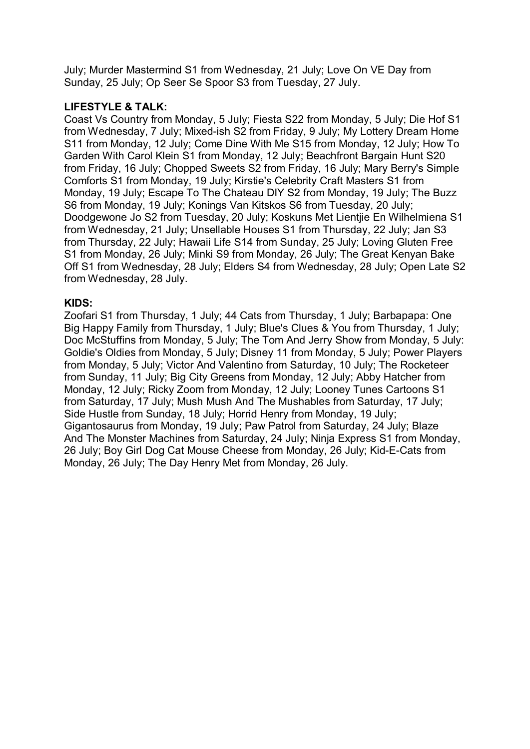July; Murder Mastermind S1 from Wednesday, 21 July; Love On VE Day from Sunday, 25 July; Op Seer Se Spoor S3 from Tuesday, 27 July.

**LIFESTYLE & TALK:**

Coast Vs Country from Monday, 5 July; Fiesta S22 from Monday, 5 July; Die Hof S1 from Wednesday, 7 July; Mixed-ish S2 from Friday, 9 July; My Lottery Dream Home S11 from Monday, 12 July; Come Dine With Me S15 from Monday, 12 July; How To Garden With Carol Klein S1 from Monday, 12 July; Beachfront Bargain Hunt S20 from Friday, 16 July; Chopped Sweets S2 from Friday, 16 July; Mary Berry's Simple Comforts S1 from Monday, 19 July; Kirstie's Celebrity Craft Masters S1 from Monday, 19 July; Escape To The Chateau DIY S2 from Monday, 19 July; The Buzz S6 from Monday, 19 July; Konings Van Kitskos S6 from Tuesday, 20 July; Doodgewone Jo S2 from Tuesday, 20 July; Koskuns Met Lientjie En Wilhelmiena S1 from Wednesday, 21 July; Unsellable Houses S1 from Thursday, 22 July; Jan S3 from Thursday, 22 July; Hawaii Life S14 from Sunday, 25 July; Loving Gluten Free S1 from Monday, 26 July; Minki S9 from Monday, 26 July; The Great Kenyan Bake Off S1 from Wednesday, 28 July; Elders S4 from Wednesday, 28 July; Open Late S2 from Wednesday, 28 July.

**KIDS:**

Zoofari S1 from Thursday, 1 July; 44 Cats from Thursday, 1 July; Barbapapa: One Big Happy Family from Thursday, 1 July; Blue's Clues & You from Thursday, 1 July; Doc McStuffins from Monday, 5 July; The Tom And Jerry Show from Monday, 5 July: Goldie's Oldies from Monday, 5 July; Disney 11 from Monday, 5 July; Power Players from Monday, 5 July; Victor And Valentino from Saturday, 10 July; The Rocketeer from Sunday, 11 July; Big City Greens from Monday, 12 July; Abby Hatcher from Monday, 12 July; Ricky Zoom from Monday, 12 July; Looney Tunes Cartoons S1 from Saturday, 17 July; Mush Mush And The Mushables from Saturday, 17 July; Side Hustle from Sunday, 18 July; Horrid Henry from Monday, 19 July; Gigantosaurus from Monday, 19 July; Paw Patrol from Saturday, 24 July; Blaze And The Monster Machines from Saturday, 24 July; Ninja Express S1 from Monday, 26 July; Boy Girl Dog Cat Mouse Cheese from Monday, 26 July; Kid-E-Cats from Monday, 26 July; The Day Henry Met from Monday, 26 July.